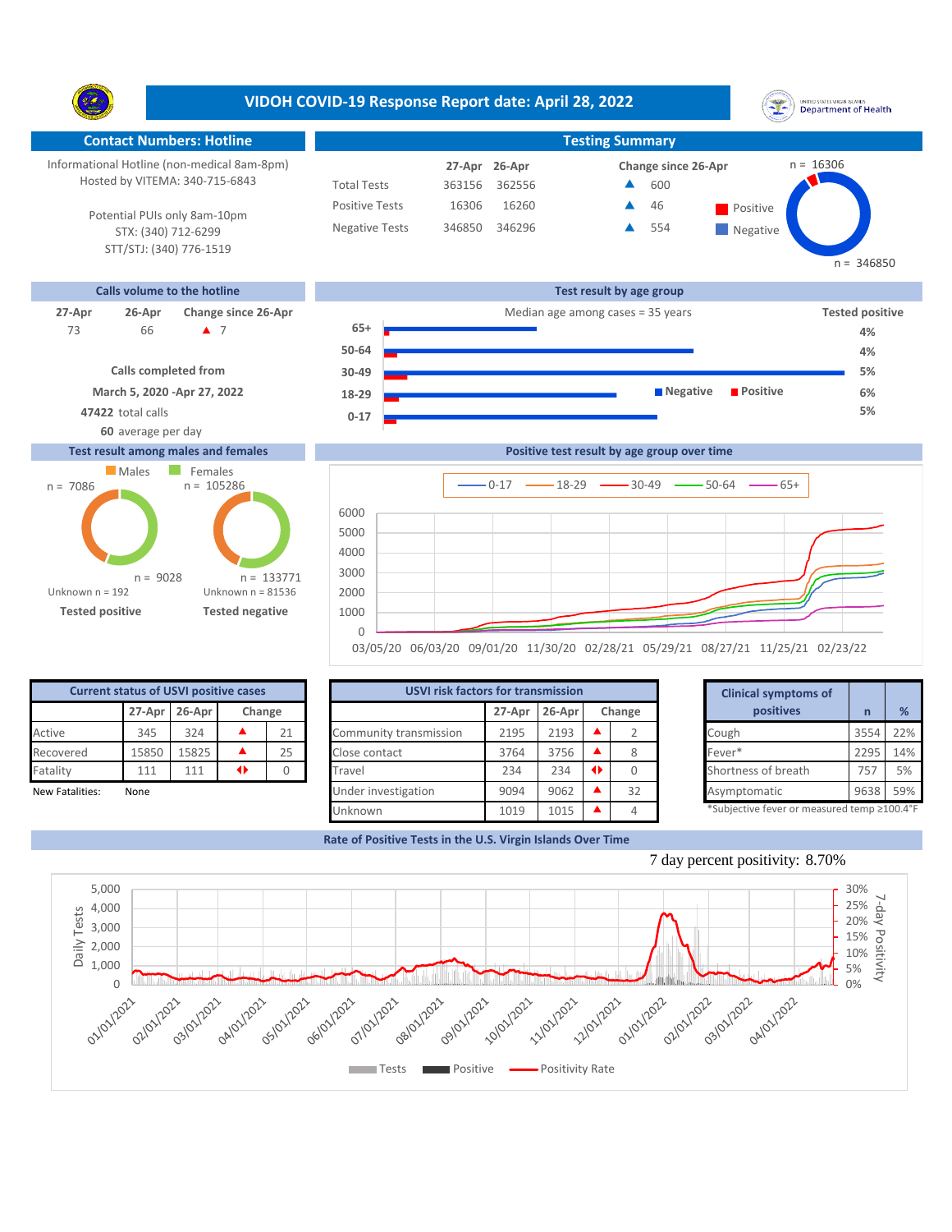# VIDOH COVID-19 Response Report date: April 28, 2022

## Contact Numbers: Hotline

Informational Hotline (non-medical 8am-8pm)
Hosted by VITEMA: 340-715-6843

Potential PUIs only 8am-10pm
STX: (340) 712-6299
STT/STJ: (340) 776-1519

## Testing Summary

| | 27-Apr | 26-Apr | Change since 26-Apr |
|---|---|---|---|
| Total Tests | 363156 | 362556 | ▲ 600 |
| Positive Tests | 16306 | 16260 | ▲ 46 |
| Negative Tests | 346850 | 346296 | ▲ 554 |

Positive n = 16306
Negative n = 346850

## Calls volume to the hotline

| 27-Apr | 26-Apr | Change since 26-Apr |
|---|---|---|
| 73 | 66 | ▲ 7 |

**Calls completed from**
**March 5, 2020 -Apr 27, 2022**
**47422** total calls
**60** average per day

## Test result by age group

Median age among cases = 35 years

| Age group | Tested positive |
|---|---|
| 65+ | 4% |
| 50-64 | 4% |
| 30-49 | 5% |
| 18-29 | 6% |
| 0-17 | 5% |

## Test result among males and females

| | Males | Females |
|---|---|---|
| Tested positive | n = 7086 | n = 9028 |
| Tested negative | n = 105286 | n = 133771 |

Unknown n = 192 (tested positive)
Unknown n = 81536 (tested negative)

## Positive test result by age group over time

Series: 0-17, 18-29, 30-49, 50-64, 65+

## Current status of USVI positive cases

| | 27-Apr | 26-Apr | Change | |
|---|---|---|---|---|
| Active | 345 | 324 | ▲ | 21 |
| Recovered | 15850 | 15825 | ▲ | 25 |
| Fatality | 111 | 111 | ◆ | 0 |

New Fatalities: None

## USVI risk factors for transmission

| | 27-Apr | 26-Apr | Change | |
|---|---|---|---|---|
| Community transmission | 2195 | 2193 | ▲ | 2 |
| Close contact | 3764 | 3756 | ▲ | 8 |
| Travel | 234 | 234 | ◆ | 0 |
| Under investigation | 9094 | 9062 | ▲ | 32 |
| Unknown | 1019 | 1015 | ▲ | 4 |

## Clinical symptoms of positives

| Clinical symptoms of positives | n | % |
|---|---|---|
| Cough | 3554 | 22% |
| Fever* | 2295 | 14% |
| Shortness of breath | 757 | 5% |
| Asymptomatic | 9638 | 59% |

*Subjective fever or measured temp ≥100.4°F

## Rate of Positive Tests in the U.S. Virgin Islands Over Time

7 day percent positivity: 8.70%

Legend: Tests, Positive, Positivity Rate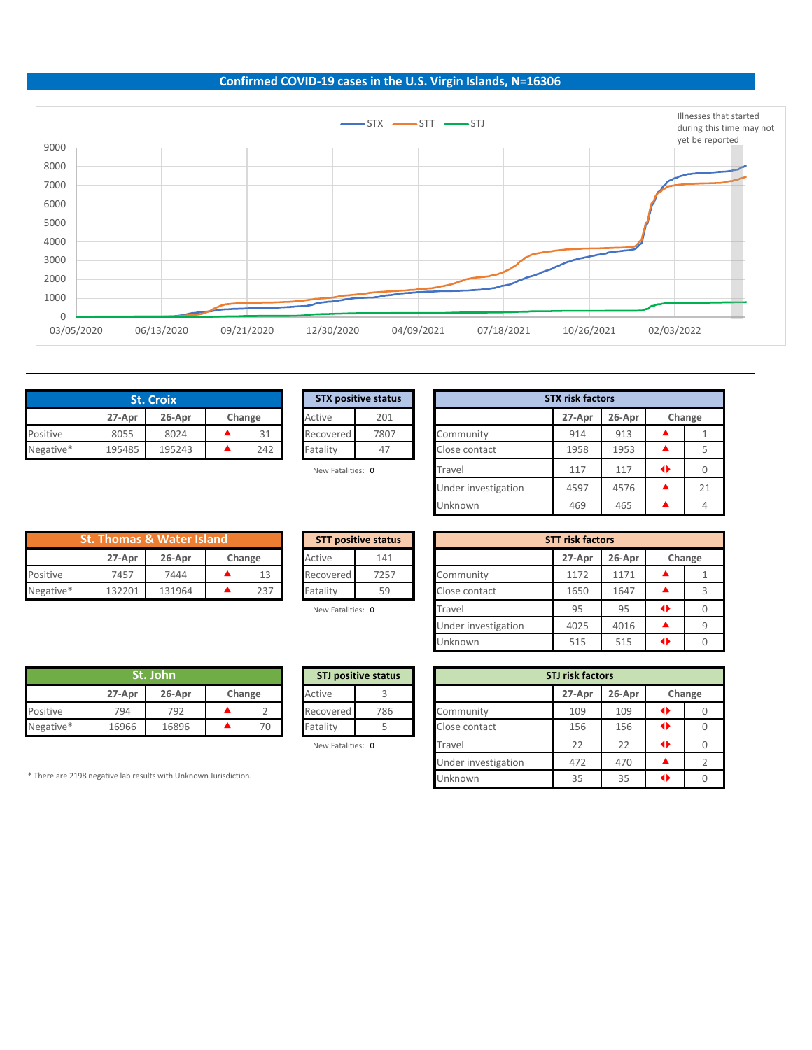## Confirmed COVID-19 cases in the U.S. Virgin Islands, N=16306

STX STT STJ

Illnesses that started during this time may not yet be reported

9000
8000
7000
6000
5000
4000
3000
2000
1000
0

03/05/2020 06/13/2020 09/21/2020 12/30/2020 04/09/2021 07/18/2021 10/26/2021 02/03/2022

| St. Croix | | | | |
|---|---|---|---|---|
| | 27-Apr | 26-Apr | Change | |
| Positive | 8055 | 8024 | ▲ | 31 |
| Negative* | 195485 | 195243 | ▲ | 242 |

| STX positive status | |
|---|---|
| Active | 201 |
| Recovered | 7807 |
| Fatality | 47 |

New Fatalities: 0

| STX risk factors | | | | |
|---|---|---|---|---|
| | 27-Apr | 26-Apr | Change | |
| Community | 914 | 913 | ▲ | 1 |
| Close contact | 1958 | 1953 | ▲ | 5 |
| Travel | 117 | 117 | ◆ | 0 |
| Under investigation | 4597 | 4576 | ▲ | 21 |
| Unknown | 469 | 465 | ▲ | 4 |

| St. Thomas & Water Island | | | | |
|---|---|---|---|---|
| | 27-Apr | 26-Apr | Change | |
| Positive | 7457 | 7444 | ▲ | 13 |
| Negative* | 132201 | 131964 | ▲ | 237 |

| STT positive status | |
|---|---|
| Active | 141 |
| Recovered | 7257 |
| Fatality | 59 |

New Fatalities: 0

| STT risk factors | | | | |
|---|---|---|---|---|
| | 27-Apr | 26-Apr | Change | |
| Community | 1172 | 1171 | ▲ | 1 |
| Close contact | 1650 | 1647 | ▲ | 3 |
| Travel | 95 | 95 | ◆ | 0 |
| Under investigation | 4025 | 4016 | ▲ | 9 |
| Unknown | 515 | 515 | ◆ | 0 |

| St. John | | | | |
|---|---|---|---|---|
| | 27-Apr | 26-Apr | Change | |
| Positive | 794 | 792 | ▲ | 2 |
| Negative* | 16966 | 16896 | ▲ | 70 |

| STJ positive status | |
|---|---|
| Active | 3 |
| Recovered | 786 |
| Fatality | 5 |

New Fatalities: 0

| STJ risk factors | | | | |
|---|---|---|---|---|
| | 27-Apr | 26-Apr | Change | |
| Community | 109 | 109 | ◆ | 0 |
| Close contact | 156 | 156 | ◆ | 0 |
| Travel | 22 | 22 | ◆ | 0 |
| Under investigation | 472 | 470 | ▲ | 2 |
| Unknown | 35 | 35 | ◆ | 0 |

* There are 2198 negative lab results with Unknown Jurisdiction.